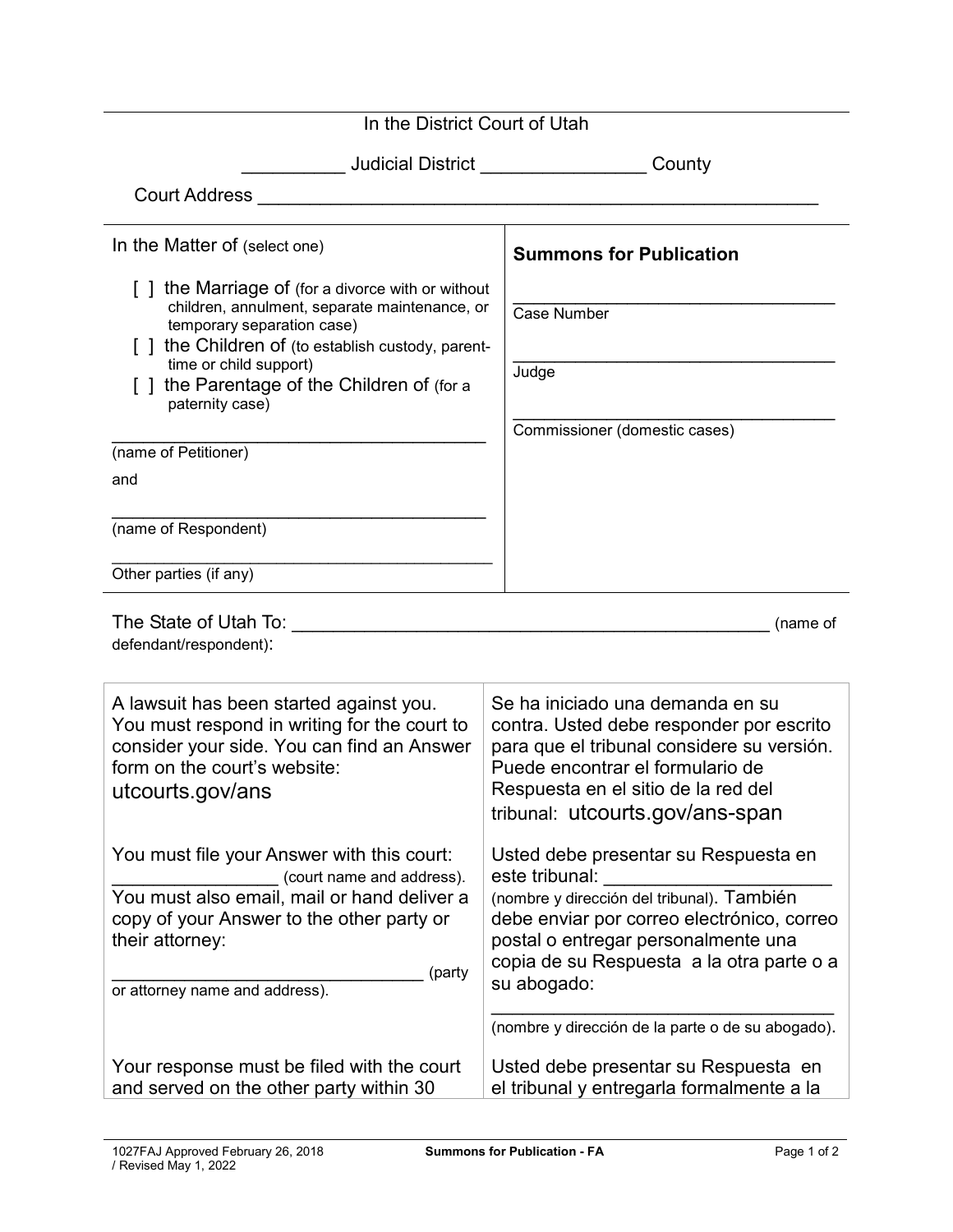In the District Court of Utah

__________ Judicial District ________________ County

Court Address ______________________________________________________

| In the Matter of (select one) | **Summons for Publication** |
|---|---|
| [ ] the Marriage of (for a divorce with or without children, annulment, separate maintenance, or temporary separation case) | ________________________________ Case Number |
| [ ] the Children of (to establish custody, parent-time or child support) | ________________________________ Judge |
| [ ] the Parentage of the Children of (for a paternity case) | ________________________________ Commissioner (domestic cases) |
| ________________________________________ (name of Petitioner) | |
| and | |
| ________________________________________ (name of Respondent) | |
| ________________________________________ Other parties (if any) | |

The State of Utah To: ______________________________________________ (name of defendant/respondent):

| | |
|---|---|
| A lawsuit has been started against you. You must respond in writing for the court to consider your side. You can find an Answer form on the court's website: utcourts.gov/ans | Se ha iniciado una demanda en su contra. Usted debe responder por escrito para que el tribunal considere su versión. Puede encontrar el formulario de Respuesta en el sitio de la red del tribunal: utcourts.gov/ans-span |
| You must file your Answer with this court: ________________ (court name and address). You must also email, mail or hand deliver a copy of your Answer to the other party or their attorney: ________________________________ (party or attorney name and address). | Usted debe presentar su Respuesta en este tribunal: ______________________ (nombre y dirección del tribunal). También debe enviar por correo electrónico, correo postal o entregar personalmente una copia de su Respuesta a la otra parte o a su abogado: ________________________________ (nombre y dirección de la parte o de su abogado). |
| Your response must be filed with the court and served on the other party within 30 | Usted debe presentar su Respuesta en el tribunal y entregarla formalmente a la |

1027FAJ Approved February 26, 2018 / Revised May 1, 2022 — Summons for Publication - FA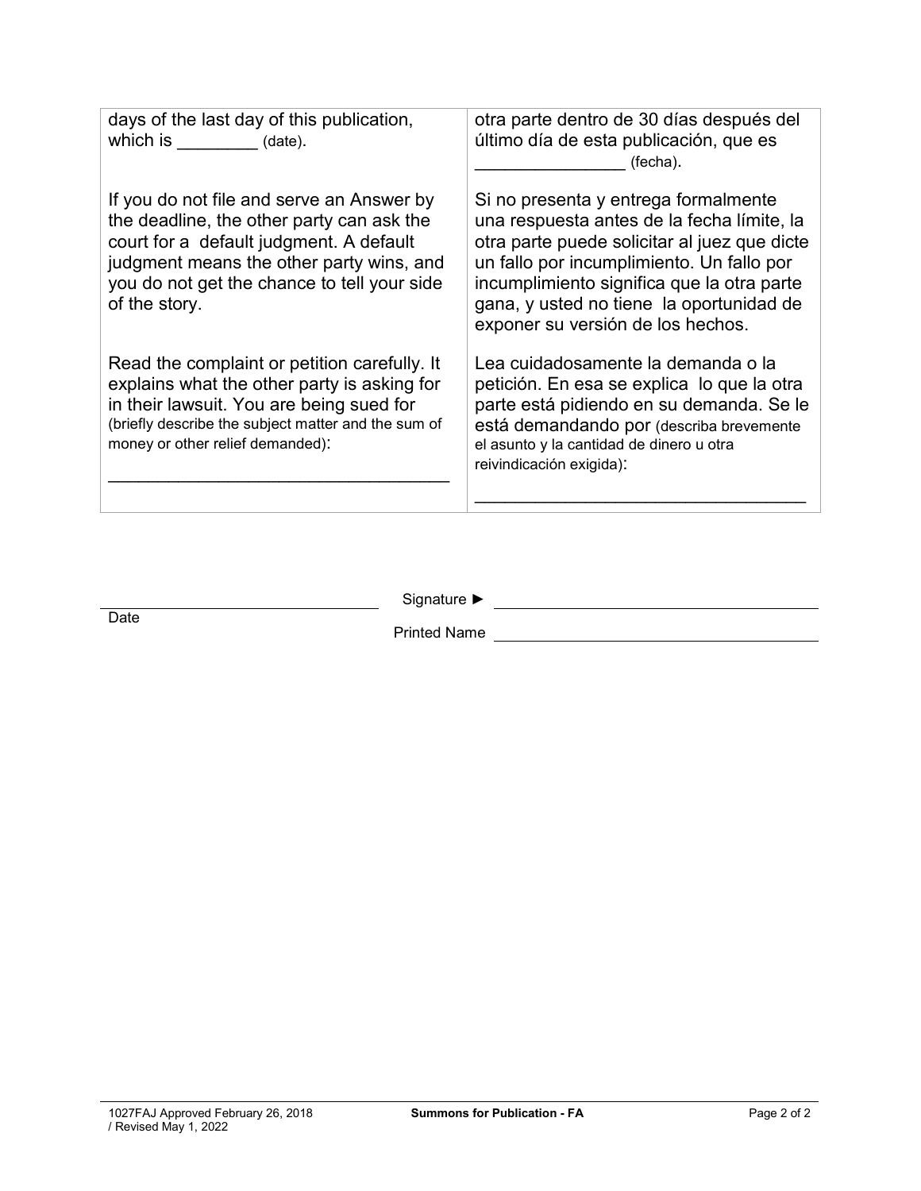| | |
|---|---|
| days of the last day of this publication, which is ________ (date). | otra parte dentro de 30 días después del último día de esta publicación, que es _______________ (fecha). |
| If you do not file and serve an Answer by the deadline, the other party can ask the court for a default judgment. A default judgment means the other party wins, and you do not get the chance to tell your side of the story. | Si no presenta y entrega formalmente una respuesta antes de la fecha límite, la otra parte puede solicitar al juez que dicte un fallo por incumplimiento. Un fallo por incumplimiento significa que la otra parte gana, y usted no tiene la oportunidad de exponer su versión de los hechos. |
| Read the complaint or petition carefully. It explains what the other party is asking for in their lawsuit. You are being sued for (briefly describe the subject matter and the sum of money or other relief demanded): ___________________________________ | Lea cuidadosamente la demanda o la petición. En esa se explica lo que la otra parte está pidiendo en su demanda. Se le está demandando por (describa brevemente el asunto y la cantidad de dinero u otra reivindicación exigida): ___________________________________ |

_______________________________
Date

Signature ► _______________________________

Printed Name _______________________________

1027FAJ Approved February 26, 2018 / Revised May 1, 2022 — **Summons for Publication - FA**